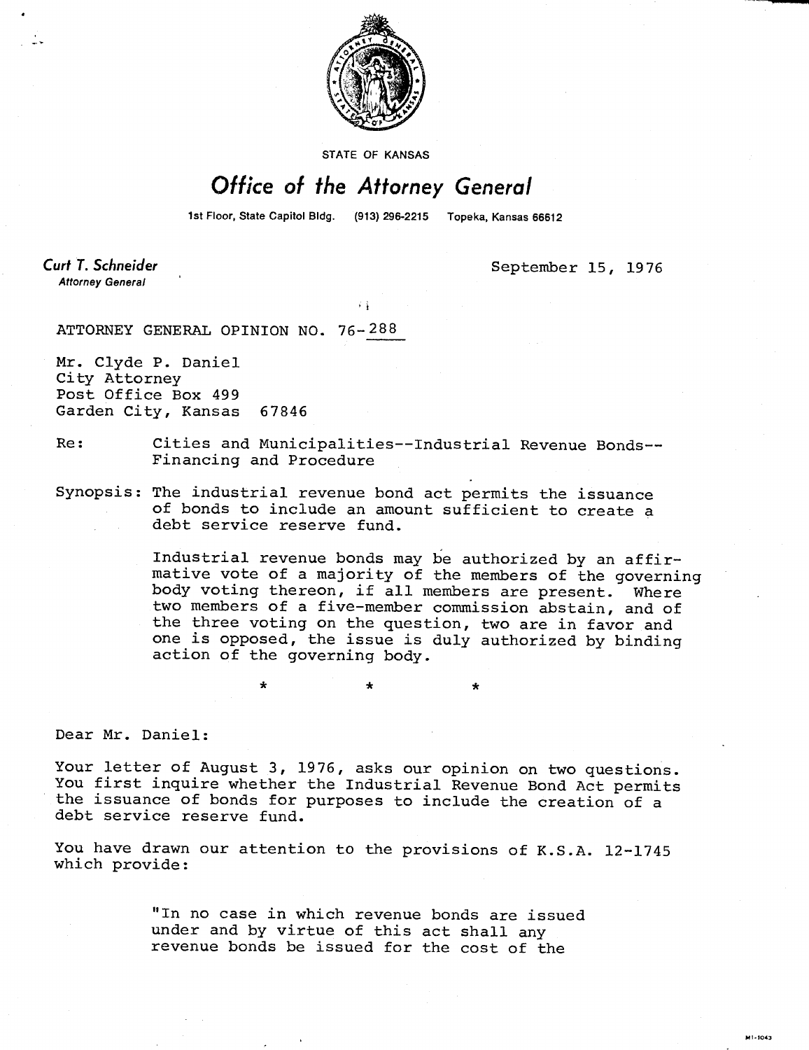STATE OF KANSAS

# *Office of the Attorney General*

1st Floor, State Capitol Bldg. (913) 296-2215 Topeka, Kansas 66612

**Curt T. Schneider**
*Attorney General*

September 15, 1976

ATTORNEY GENERAL OPINION NO. 76-288

Mr. Clyde P. Daniel
City Attorney
Post Office Box 499
Garden City, Kansas 67846

Re: Cities and Municipalities--Industrial Revenue Bonds--Financing and Procedure

Synopsis: The industrial revenue bond act permits the issuance of bonds to include an amount sufficient to create a debt service reserve fund.

Industrial revenue bonds may be authorized by an affirmative vote of a majority of the members of the governing body voting thereon, if all members are present. Where two members of a five-member commission abstain, and of the three voting on the question, two are in favor and one is opposed, the issue is duly authorized by binding action of the governing body.

\* \* \*

Dear Mr. Daniel:

Your letter of August 3, 1976, asks our opinion on two questions. You first inquire whether the Industrial Revenue Bond Act permits the issuance of bonds for purposes to include the creation of a debt service reserve fund.

You have drawn our attention to the provisions of K.S.A. 12-1745 which provide:

> "In no case in which revenue bonds are issued under and by virtue of this act shall any revenue bonds be issued for the cost of the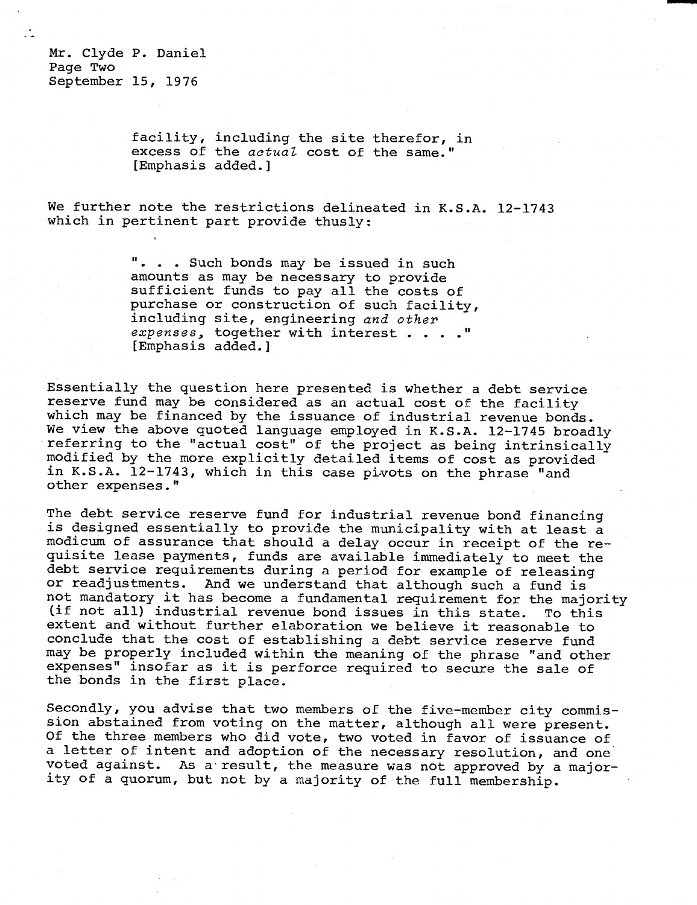facility, including the site therefor, in excess of the *actual* cost of the same." [Emphasis added.]

We further note the restrictions delineated in K.S.A. 12-1743 which in pertinent part provide thusly:

> ". . . Such bonds may be issued in such amounts as may be necessary to provide sufficient funds to pay all the costs of purchase or construction of such facility, including site, engineering *and other expenses*, together with interest . . . ." [Emphasis added.]

Essentially the question here presented is whether a debt service reserve fund may be considered as an actual cost of the facility which may be financed by the issuance of industrial revenue bonds. We view the above quoted language employed in K.S.A. 12-1745 broadly referring to the "actual cost" of the project as being intrinsically modified by the more explicitly detailed items of cost as provided in K.S.A. 12-1743, which in this case pivots on the phrase "and other expenses."

The debt service reserve fund for industrial revenue bond financing is designed essentially to provide the municipality with at least a modicum of assurance that should a delay occur in receipt of the requisite lease payments, funds are available immediately to meet the debt service requirements during a period for example of releasing or readjustments. And we understand that although such a fund is not mandatory it has become a fundamental requirement for the majority (if not all) industrial revenue bond issues in this state. To this extent and without further elaboration we believe it reasonable to conclude that the cost of establishing a debt service reserve fund may be properly included within the meaning of the phrase "and other expenses" insofar as it is perforce required to secure the sale of the bonds in the first place.

Secondly, you advise that two members of the five-member city commission abstained from voting on the matter, although all were present. Of the three members who did vote, two voted in favor of issuance of a letter of intent and adoption of the necessary resolution, and one voted against. As a result, the measure was not approved by a majority of a quorum, but not by a majority of the full membership.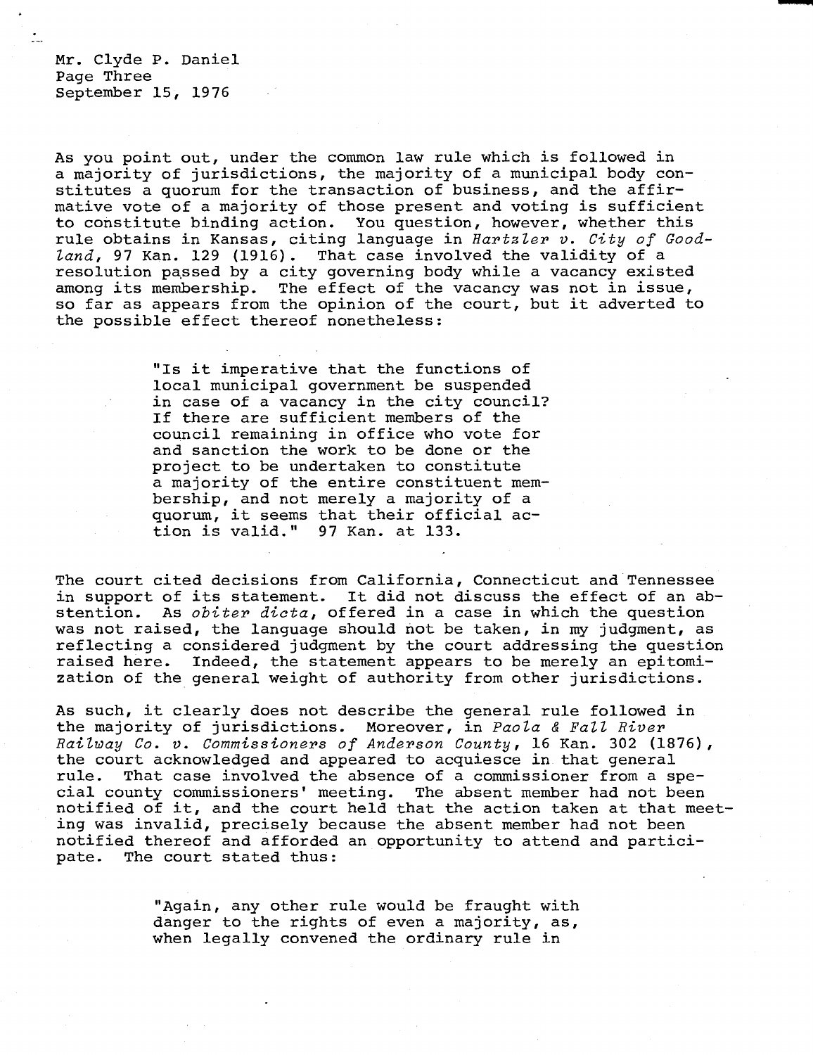Mr. Clyde P. Daniel
Page Three
September 15, 1976

As you point out, under the common law rule which is followed in a majority of jurisdictions, the majority of a municipal body constitutes a quorum for the transaction of business, and the affirmative vote of a majority of those present and voting is sufficient to constitute binding action. You question, however, whether this rule obtains in Kansas, citing language in *Hartzler v. City of Goodland*, 97 Kan. 129 (1916). That case involved the validity of a resolution passed by a city governing body while a vacancy existed among its membership. The effect of the vacancy was not in issue, so far as appears from the opinion of the court, but it adverted to the possible effect thereof nonetheless:

> "Is it imperative that the functions of local municipal government be suspended in case of a vacancy in the city council? If there are sufficient members of the council remaining in office who vote for and sanction the work to be done or the project to be undertaken to constitute a majority of the entire constituent membership, and not merely a majority of a quorum, it seems that their official action is valid." 97 Kan. at 133.

The court cited decisions from California, Connecticut and Tennessee in support of its statement. It did not discuss the effect of an abstention. As *obiter dicta*, offered in a case in which the question was not raised, the language should not be taken, in my judgment, as reflecting a considered judgment by the court addressing the question raised here. Indeed, the statement appears to be merely an epitomization of the general weight of authority from other jurisdictions.

As such, it clearly does not describe the general rule followed in the majority of jurisdictions. Moreover, in *Paola & Fall River Railway Co. v. Commissioners of Anderson County*, 16 Kan. 302 (1876), the court acknowledged and appeared to acquiesce in that general rule. That case involved the absence of a commissioner from a special county commissioners' meeting. The absent member had not been notified of it, and the court held that the action taken at that meeting was invalid, precisely because the absent member had not been notified thereof and afforded an opportunity to attend and participate. The court stated thus:

> "Again, any other rule would be fraught with danger to the rights of even a majority, as, when legally convened the ordinary rule in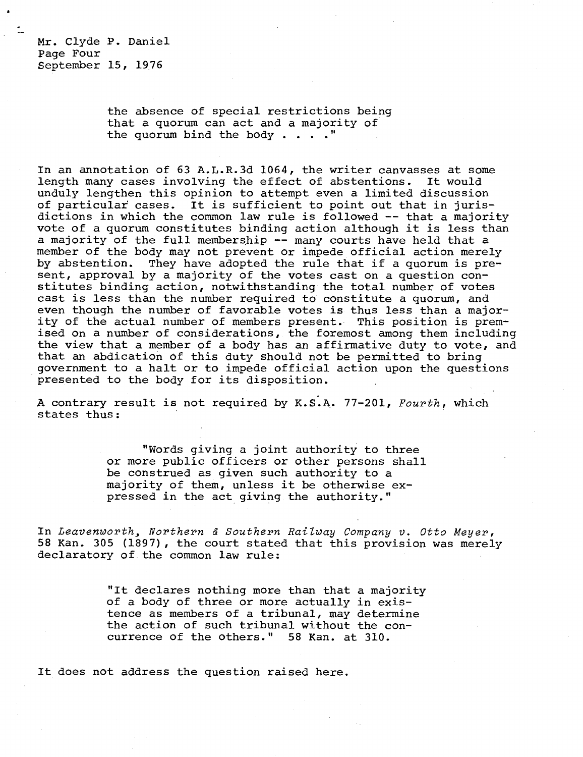Mr. Clyde P. Daniel
Page Four
September 15, 1976

> the absence of special restrictions being that a quorum can act and a majority of the quorum bind the body . . . ."

In an annotation of 63 A.L.R.3d 1064, the writer canvasses at some length many cases involving the effect of abstentions. It would unduly lengthen this opinion to attempt even a limited discussion of particular cases. It is sufficient to point out that in jurisdictions in which the common law rule is followed -- that a majority vote of a quorum constitutes binding action although it is less than a majority of the full membership -- many courts have held that a member of the body may not prevent or impede official action merely by abstention. They have adopted the rule that if a quorum is present, approval by a majority of the votes cast on a question constitutes binding action, notwithstanding the total number of votes cast is less than the number required to constitute a quorum, and even though the number of favorable votes is thus less than a majority of the actual number of members present. This position is premised on a number of considerations, the foremost among them including the view that a member of a body has an affirmative duty to vote, and that an abdication of this duty should not be permitted to bring government to a halt or to impede official action upon the questions presented to the body for its disposition.

A contrary result is not required by K.S.A. 77-201, *Fourth*, which states thus:

> "Words giving a joint authority to three or more public officers or other persons shall be construed as given such authority to a majority of them, unless it be otherwise expressed in the act giving the authority."

In *Leavenworth, Northern & Southern Railway Company v. Otto Meyer*, 58 Kan. 305 (1897), the court stated that this provision was merely declaratory of the common law rule:

> "It declares nothing more than that a majority of a body of three or more actually in existence as members of a tribunal, may determine the action of such tribunal without the concurrence of the others." 58 Kan. at 310.

It does not address the question raised here.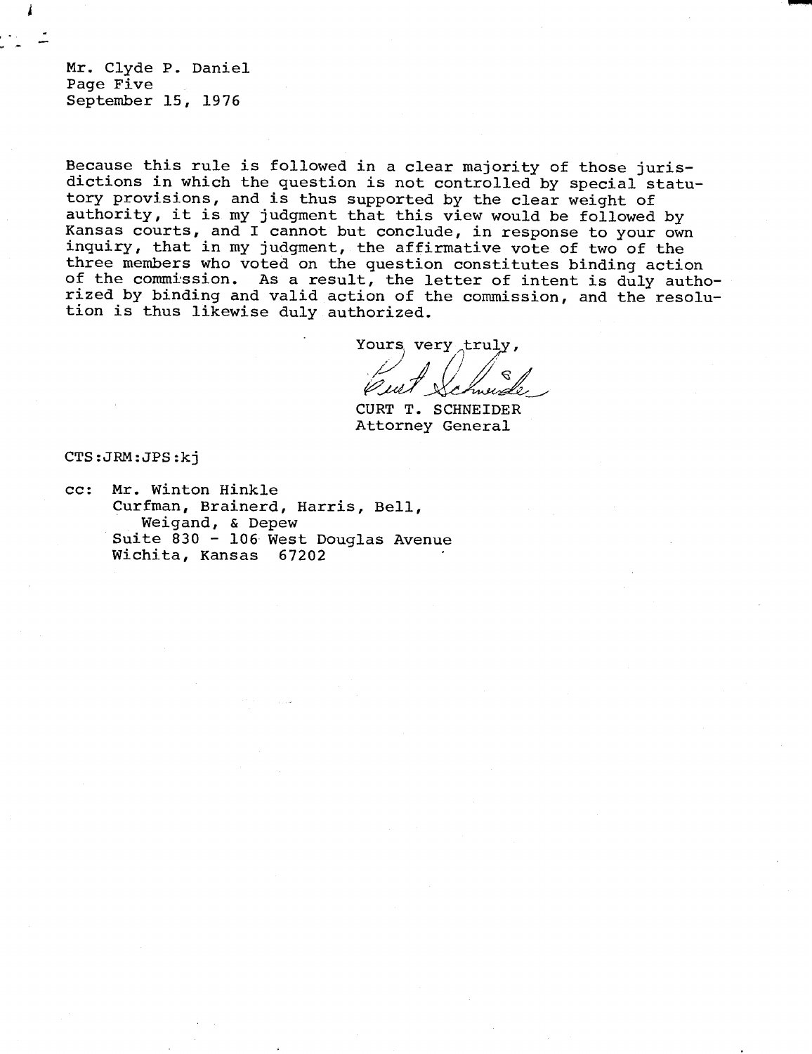Mr. Clyde P. Daniel
Page Five
September 15, 1976

Because this rule is followed in a clear majority of those jurisdictions in which the question is not controlled by special statutory provisions, and is thus supported by the clear weight of authority, it is my judgment that this view would be followed by Kansas courts, and I cannot but conclude, in response to your own inquiry, that in my judgment, the affirmative vote of two of the three members who voted on the question constitutes binding action of the commission. As a result, the letter of intent is duly authorized by binding and valid action of the commission, and the resolution is thus likewise duly authorized.

Yours very truly,

CURT T. SCHNEIDER
Attorney General

CTS:JRM:JPS:kj

cc: Mr. Winton Hinkle
Curfman, Brainerd, Harris, Bell,
Weigand, & Depew
Suite 830 - 106 West Douglas Avenue
Wichita, Kansas 67202